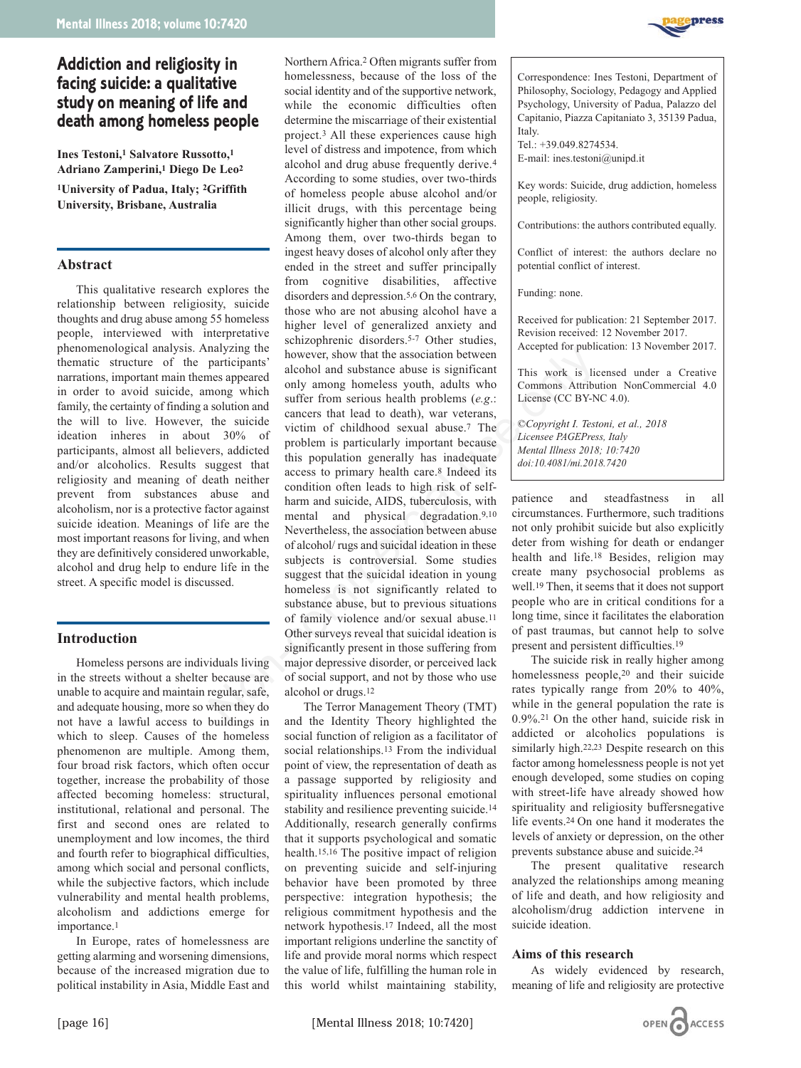# Addiction and religiosity in facing suicide: a qualitative study on meaning of life and death among homeless people

**Ines Testoni,[1] Salvatore Russotto,[1] Adriano Zamperini,[1] Diego De Leo[2]**

[1]University of Padua, Italy; [2]Griffith University, Brisbane, Australia

## Abstract

This qualitative research explores the relationship between religiosity, suicide thoughts and drug abuse among 55 homeless people, interviewed with interpretative phenomenological analysis. Analyzing the thematic structure of the participants' narrations, important main themes appeared in order to avoid suicide, among which family, the certainty of finding a solution and the will to live. However, the suicide ideation inheres in about 30% of participants, almost all believers, addicted and/or alcoholics. Results suggest that religiosity and meaning of death neither prevent from substances abuse and alcoholism, nor is a protective factor against suicide ideation. Meanings of life are the most important reasons for living, and when they are definitively considered unworkable, alcohol and drug help to endure life in the street. A specific model is discussed.

## Introduction

Homeless persons are individuals living in the streets without a shelter because are unable to acquire and maintain regular, safe, and adequate housing, more so when they do not have a lawful access to buildings in which to sleep. Causes of the homeless phenomenon are multiple. Among them, four broad risk factors, which often occur together, increase the probability of those affected becoming homeless: structural, institutional, relational and personal. The first and second ones are related to unemployment and low incomes, the third and fourth refer to biographical difficulties, among which social and personal conflicts, while the subjective factors, which include vulnerability and mental health problems, alcoholism and addictions emerge for importance.[1]

In Europe, rates of homelessness are getting alarming and worsening dimensions, because of the increased migration due to political instability in Asia, Middle East and Northern Africa.[2] Often migrants suffer from homelessness, because of the loss of the social identity and of the supportive network, while the economic difficulties often determine the miscarriage of their existential project.[3] All these experiences cause high level of distress and impotence, from which alcohol and drug abuse frequently derive.[4] According to some studies, over two-thirds of homeless people abuse alcohol and/or illicit drugs, with this percentage being significantly higher than other social groups. Among them, over two-thirds began to ingest heavy doses of alcohol only after they ended in the street and suffer principally from cognitive disabilities, affective disorders and depression.[5,6] On the contrary, those who are not abusing alcohol have a higher level of generalized anxiety and schizophrenic disorders.[5-7] Other studies, however, show that the association between alcohol and substance abuse is significant only among homeless youth, adults who suffer from serious health problems (*e.g.*: cancers that lead to death), war veterans, victim of childhood sexual abuse.[7] The problem is particularly important because this population generally has inadequate access to primary health care.[8] Indeed its condition often leads to high risk of self-harm and suicide, AIDS, tuberculosis, with mental and physical degradation.[9,10] Nevertheless, the association between abuse of alcohol/ rugs and suicidal ideation in these subjects is controversial. Some studies suggest that the suicidal ideation in young homeless is not significantly related to substance abuse, but to previous situations of family violence and/or sexual abuse.[11] Other surveys reveal that suicidal ideation is significantly present in those suffering from major depressive disorder, or perceived lack of social support, and not by those who use alcohol or drugs.[12]

The Terror Management Theory (TMT) and the Identity Theory highlighted the social function of religion as a facilitator of social relationships.[13] From the individual point of view, the representation of death as a passage supported by religiosity and spirituality influences personal emotional stability and resilience preventing suicide.[14] Additionally, research generally confirms that it supports psychological and somatic health.[15,16] The positive impact of religion on preventing suicide and self-injuring behavior have been promoted by three perspective: integration hypothesis; the religious commitment hypothesis and the network hypothesis.[17] Indeed, all the most important religions underline the sanctity of life and provide moral norms which respect the value of life, fulfilling the human role in this world whilst maintaining stability, patience and steadfastness in all circumstances. Furthermore, such traditions not only prohibit suicide but also explicitly deter from wishing for death or endanger health and life.[18] Besides, religion may create many psychosocial problems as well.[19] Then, it seems that it does not support people who are in critical conditions for a long time, since it facilitates the elaboration of past traumas, but cannot help to solve present and persistent difficulties.[19]

The suicide risk in really higher among homelessness people,[20] and their suicide rates typically range from 20% to 40%, while in the general population the rate is 0.9%.[21] On the other hand, suicide risk in addicted or alcoholics populations is similarly high.[22,23] Despite research on this factor among homelessness people is not yet enough developed, some studies on coping with street-life have already showed how spirituality and religiosity buffersnegative life events.[24] On one hand it moderates the levels of anxiety or depression, on the other prevents substance abuse and suicide.[24]

The present qualitative research analyzed the relationships among meaning of life and death, and how religiosity and alcoholism/drug addiction intervene in suicide ideation.

### Aims of this research

As widely evidenced by research, meaning of life and religiosity are protective

---

Correspondence: Ines Testoni, Department of Philosophy, Sociology, Pedagogy and Applied Psychology, University of Padua, Palazzo del Capitanio, Piazza Capitaniato 3, 35139 Padua, Italy.
Tel.: +39.049.8274534.
E-mail: ines.testoni@unipd.it

Key words: Suicide, drug addiction, homeless people, religiosity.

Contributions: the authors contributed equally.

Conflict of interest: the authors declare no potential conflict of interest.

Funding: none.

Received for publication: 21 September 2017.
Revision received: 12 November 2017.
Accepted for publication: 13 November 2017.

This work is licensed under a Creative Commons Attribution NonCommercial 4.0 License (CC BY-NC 4.0).

*©Copyright I. Testoni, et al., 2018*
*Licensee PAGEPress, Italy*
*Mental Illness 2018; 10:7420*
*doi:10.4081/mi.2018.7420*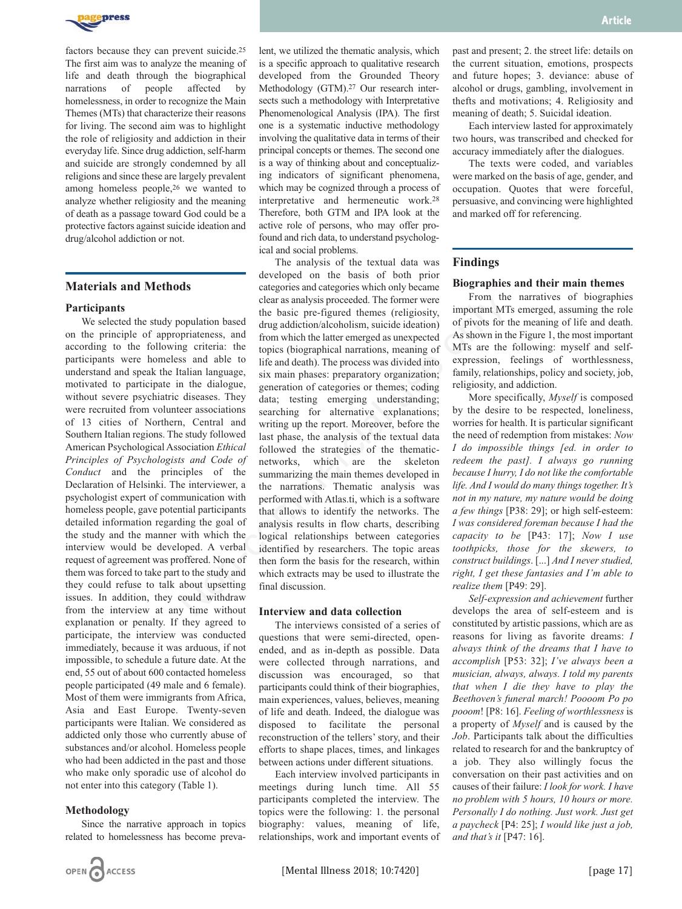factors because they can prevent suicide.[25] The first aim was to analyze the meaning of life and death through the biographical narrations of people affected by homelessness, in order to recognize the Main Themes (MTs) that characterize their reasons for living. The second aim was to highlight the role of religiosity and addiction in their everyday life. Since drug addiction, self-harm and suicide are strongly condemned by all religions and since these are largely prevalent among homeless people,[26] we wanted to analyze whether religiosity and the meaning of death as a passage toward God could be a protective factors against suicide ideation and drug/alcohol addiction or not.

## Materials and Methods

### Participants

We selected the study population based on the principle of appropriateness, and according to the following criteria: the participants were homeless and able to understand and speak the Italian language, motivated to participate in the dialogue, without severe psychiatric diseases. They were recruited from volunteer associations of 13 cities of Northern, Central and Southern Italian regions. The study followed American Psychological Association *Ethical Principles of Psychologists and Code of Conduct* and the principles of the Declaration of Helsinki. The interviewer, a psychologist expert of communication with homeless people, gave potential participants detailed information regarding the goal of the study and the manner with which the interview would be developed. A verbal request of agreement was proffered. None of them was forced to take part to the study and they could refuse to talk about upsetting issues. In addition, they could withdraw from the interview at any time without explanation or penalty. If they agreed to participate, the interview was conducted immediately, because it was arduous, if not impossible, to schedule a future date. At the end, 55 out of about 600 contacted homeless people participated (49 male and 6 female). Most of them were immigrants from Africa, Asia and East Europe. Twenty-seven participants were Italian. We considered as addicted only those who currently abuse of substances and/or alcohol. Homeless people who had been addicted in the past and those who make only sporadic use of alcohol do not enter into this category (Table 1).

### Methodology

Since the narrative approach in topics related to homelessness has become prevalent, we utilized the thematic analysis, which is a specific approach to qualitative research developed from the Grounded Theory Methodology (GTM).[27] Our research intersects such a methodology with Interpretative Phenomenological Analysis (IPA). The first one is a systematic inductive methodology involving the qualitative data in terms of their principal concepts or themes. The second one is a way of thinking about and conceptualizing indicators of significant phenomena, which may be cognized through a process of interpretative and hermeneutic work.[28] Therefore, both GTM and IPA look at the active role of persons, who may offer profound and rich data, to understand psychological and social problems.

The analysis of the textual data was developed on the basis of both prior categories and categories which only became clear as analysis proceeded. The former were the basic pre-figured themes (religiosity, drug addiction/alcoholism, suicide ideation) from which the latter emerged as unexpected topics (biographical narrations, meaning of life and death). The process was divided into six main phases: preparatory organization; generation of categories or themes; coding data; testing emerging understanding; searching for alternative explanations; writing up the report. Moreover, before the last phase, the analysis of the textual data followed the strategies of the thematic-networks, which are the skeleton summarizing the main themes developed in the narrations. Thematic analysis was performed with Atlas.ti, which is a software that allows to identify the networks. The analysis results in flow charts, describing logical relationships between categories identified by researchers. The topic areas then form the basis for the research, within which extracts may be used to illustrate the final discussion.

### Interview and data collection

The interviews consisted of a series of questions that were semi-directed, open-ended, and as in-depth as possible. Data were collected through narrations, and discussion was encouraged, so that participants could think of their biographies, main experiences, values, believes, meaning of life and death. Indeed, the dialogue was disposed to facilitate the personal reconstruction of the tellers' story, and their efforts to shape places, times, and linkages between actions under different situations.

Each interview involved participants in meetings during lunch time. All 55 participants completed the interview. The topics were the following: 1. the personal biography: values, meaning of life, relationships, work and important events of past and present; 2. the street life: details on the current situation, emotions, prospects and future hopes; 3. deviance: abuse of alcohol or drugs, gambling, involvement in thefts and motivations; 4. Religiosity and meaning of death; 5. Suicidal ideation.

Each interview lasted for approximately two hours, was transcribed and checked for accuracy immediately after the dialogues.

The texts were coded, and variables were marked on the basis of age, gender, and occupation. Quotes that were forceful, persuasive, and convincing were highlighted and marked off for referencing.

## Findings

### Biographies and their main themes

From the narratives of biographies important MTs emerged, assuming the role of pivots for the meaning of life and death. As shown in the Figure 1, the most important MTs are the following: myself and self-expression, feelings of worthlessness, family, relationships, policy and society, job, religiosity, and addiction.

More specifically, *Myself* is composed by the desire to be respected, loneliness, worries for health. It is particular significant the need of redemption from mistakes: *Now I do impossible things [ed. in order to redeem the past]. I always go running because I hurry, I do not like the comfortable life. And I would do many things together. It's not in my nature, my nature would be doing a few things* [P38: 29]; or high self-esteem: *I was considered foreman because I had the capacity to be* [P43: 17]; *Now I use toothpicks, those for skewers, to construct buildings*. [...] *And I never studied, right, I get these fantasies and I'm able to realize them* [P49: 29].

*Self-expression and achievement* further develops the area of self-esteem and is constituted by artistic passions, which are as reasons for living as favorite dreams: *I always think of the dreams that I have to accomplish* [P53: 32]; *I've always been a musician, always, always. I told my parents that when I die they have to play the Beethoven's funeral march! Poooom Po po pooom*! [P8: 16]. *Feeling of worthlessness* is a property of *Myself* and is caused by the *Job*. Participants talk about the difficulties related to research for and the bankruptcy of a job. They also willingly focus the conversation on their past activities and on causes of their failure: *I look for work. I have no problem with 5 hours, 10 hours or more. Personally I do nothing. Just work. Just get a paycheck* [P4: 25]; *I would like just a job, and that's it* [P47: 16].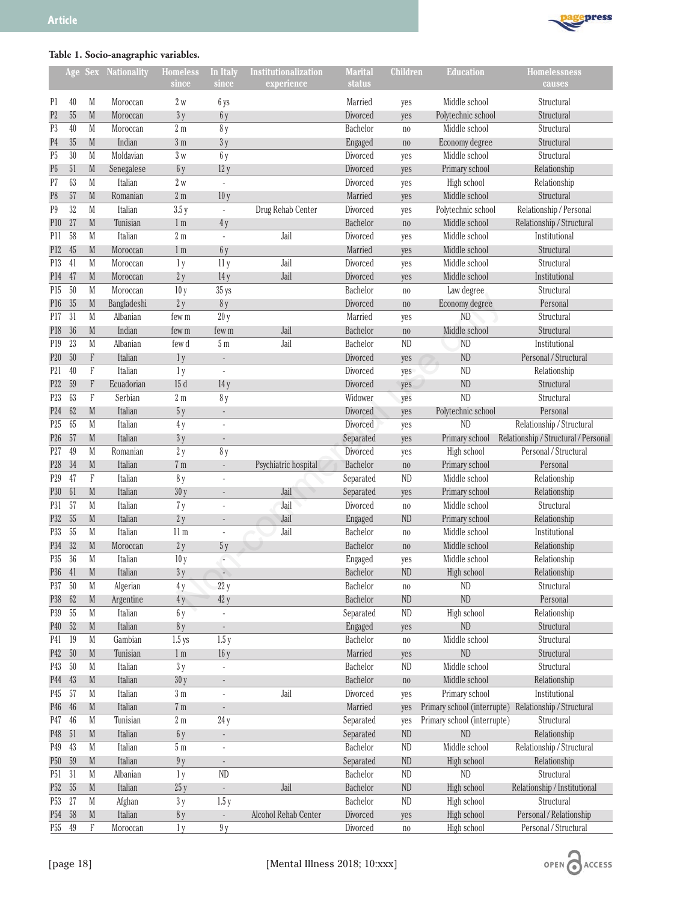**Table 1. Socio-anagraphic variables.**

| | Age | Sex | Nationality | Homeless since | In Italy since | Institutionalization experience | Marital status | Children | Education | Homelessness causes |
|---|---|---|---|---|---|---|---|---|---|---|
| P1 | 40 | M | Moroccan | 2 w | 6 ys | | Married | yes | Middle school | Structural |
| P2 | 55 | M | Moroccan | 3 y | 6 y | | Divorced | yes | Polytechnic school | Structural |
| P3 | 40 | M | Moroccan | 2 m | 8 y | | Bachelor | no | Middle school | Structural |
| P4 | 35 | M | Indian | 3 m | 3 y | | Engaged | no | Economy degree | Structural |
| P5 | 30 | M | Moldavian | 3 w | 6 y | | Divorced | yes | Middle school | Structural |
| P6 | 51 | M | Senegalese | 6 y | 12 y | | Divorced | yes | Primary school | Relationship |
| P7 | 63 | M | Italian | 2 w | - | | Divorced | yes | High school | Relationship |
| P8 | 57 | M | Romanian | 2 m | 10 y | | Married | yes | Middle school | Structural |
| P9 | 32 | M | Italian | 3.5 y | - | Drug Rehab Center | Divorced | yes | Polytechnic school | Relationship / Personal |
| P10 | 27 | M | Tunisian | 1 m | 4 y | | Bachelor | no | Middle school | Relationship / Structural |
| P11 | 58 | M | Italian | 2 m | - | Jail | Divorced | yes | Middle school | Institutional |
| P12 | 45 | M | Moroccan | 1 m | 6 y | | Married | yes | Middle school | Structural |
| P13 | 41 | M | Moroccan | 1 y | 11 y | Jail | Divorced | yes | Middle school | Structural |
| P14 | 47 | M | Moroccan | 2 y | 14 y | Jail | Divorced | yes | Middle school | Institutional |
| P15 | 50 | M | Moroccan | 10 y | 35 ys | | Bachelor | no | Law degree | Structural |
| P16 | 35 | M | Bangladeshi | 2 y | 8 y | | Divorced | no | Economy degree | Personal |
| P17 | 31 | M | Albanian | few m | 20 y | | Married | yes | ND | Structural |
| P18 | 36 | M | Indian | few m | few m | Jail | Bachelor | no | Middle school | Structural |
| P19 | 23 | M | Albanian | few d | 5 m | Jail | Bachelor | ND | ND | Institutional |
| P20 | 50 | F | Italian | 1 y | - | | Divorced | yes | ND | Personal / Structural |
| P21 | 40 | F | Italian | 1 y | - | | Divorced | yes | ND | Relationship |
| P22 | 59 | F | Ecuadorian | 15 d | 14 y | | Divorced | yes | ND | Structural |
| P23 | 63 | F | Serbian | 2 m | 8 y | | Widower | yes | ND | Structural |
| P24 | 62 | M | Italian | 5 y | - | | Divorced | yes | Polytechnic school | Personal |
| P25 | 65 | M | Italian | 4 y | - | | Divorced | yes | ND | Relationship / Structural |
| P26 | 57 | M | Italian | 3 y | - | | Separated | yes | Primary school | Relationship / Structural / Personal |
| P27 | 49 | M | Romanian | 2 y | 8 y | | Divorced | yes | High school | Personal / Structural |
| P28 | 34 | M | Italian | 7 m | - | Psychiatric hospital | Bachelor | no | Primary school | Personal |
| P29 | 47 | F | Italian | 8 y | - | | Separated | ND | Middle school | Relationship |
| P30 | 61 | M | Italian | 30 y | - | Jail | Separated | yes | Primary school | Relationship |
| P31 | 57 | M | Italian | 7 y | - | Jail | Divorced | no | Middle school | Structural |
| P32 | 55 | M | Italian | 2 y | - | Jail | Engaged | ND | Primary school | Relationship |
| P33 | 55 | M | Italian | 11 m | - | Jail | Bachelor | no | Middle school | Institutional |
| P34 | 32 | M | Moroccan | 2 y | 5 y | | Bachelor | no | Middle school | Relationship |
| P35 | 36 | M | Italian | 10 y | - | | Engaged | yes | Middle school | Relationship |
| P36 | 41 | M | Italian | 3 y | - | | Bachelor | ND | High school | Relationship |
| P37 | 50 | M | Algerian | 4 y | 22 y | | Bachelor | no | ND | Structural |
| P38 | 62 | M | Argentine | 4 y | 42 y | | Bachelor | ND | ND | Personal |
| P39 | 55 | M | Italian | 6 y | - | | Separated | ND | High school | Relationship |
| P40 | 52 | M | Italian | 8 y | - | | Engaged | yes | ND | Structural |
| P41 | 19 | M | Gambian | 1.5 ys | 1.5 y | | Bachelor | no | Middle school | Structural |
| P42 | 50 | M | Tunisian | 1 m | 16 y | | Married | yes | ND | Structural |
| P43 | 50 | M | Italian | 3 y | - | | Bachelor | ND | Middle school | Structural |
| P44 | 43 | M | Italian | 30 y | - | | Bachelor | no | Middle school | Relationship |
| P45 | 57 | M | Italian | 3 m | - | Jail | Divorced | yes | Primary school | Institutional |
| P46 | 46 | M | Italian | 7 m | - | | Married | yes | Primary school (interrupte) | Relationship / Structural |
| P47 | 46 | M | Tunisian | 2 m | 24 y | | Separated | yes | Primary school (interrupte) | Structural |
| P48 | 51 | M | Italian | 6 y | - | | Separated | ND | ND | Relationship |
| P49 | 43 | M | Italian | 5 m | - | | Bachelor | ND | Middle school | Relationship / Structural |
| P50 | 59 | M | Italian | 9 y | - | | Separated | ND | High school | Relationship |
| P51 | 31 | M | Albanian | 1 y | ND | | Bachelor | ND | ND | Structural |
| P52 | 55 | M | Italian | 25 y | - | Jail | Bachelor | ND | High school | Relationship / Institutional |
| P53 | 27 | M | Afghan | 3 y | 1.5 y | | Bachelor | ND | High school | Structural |
| P54 | 58 | M | Italian | 8 y | - | Alcohol Rehab Center | Divorced | yes | High school | Personal / Relationship |
| P55 | 49 | F | Moroccan | 1 y | 9 y | | Divorced | no | High school | Personal / Structural |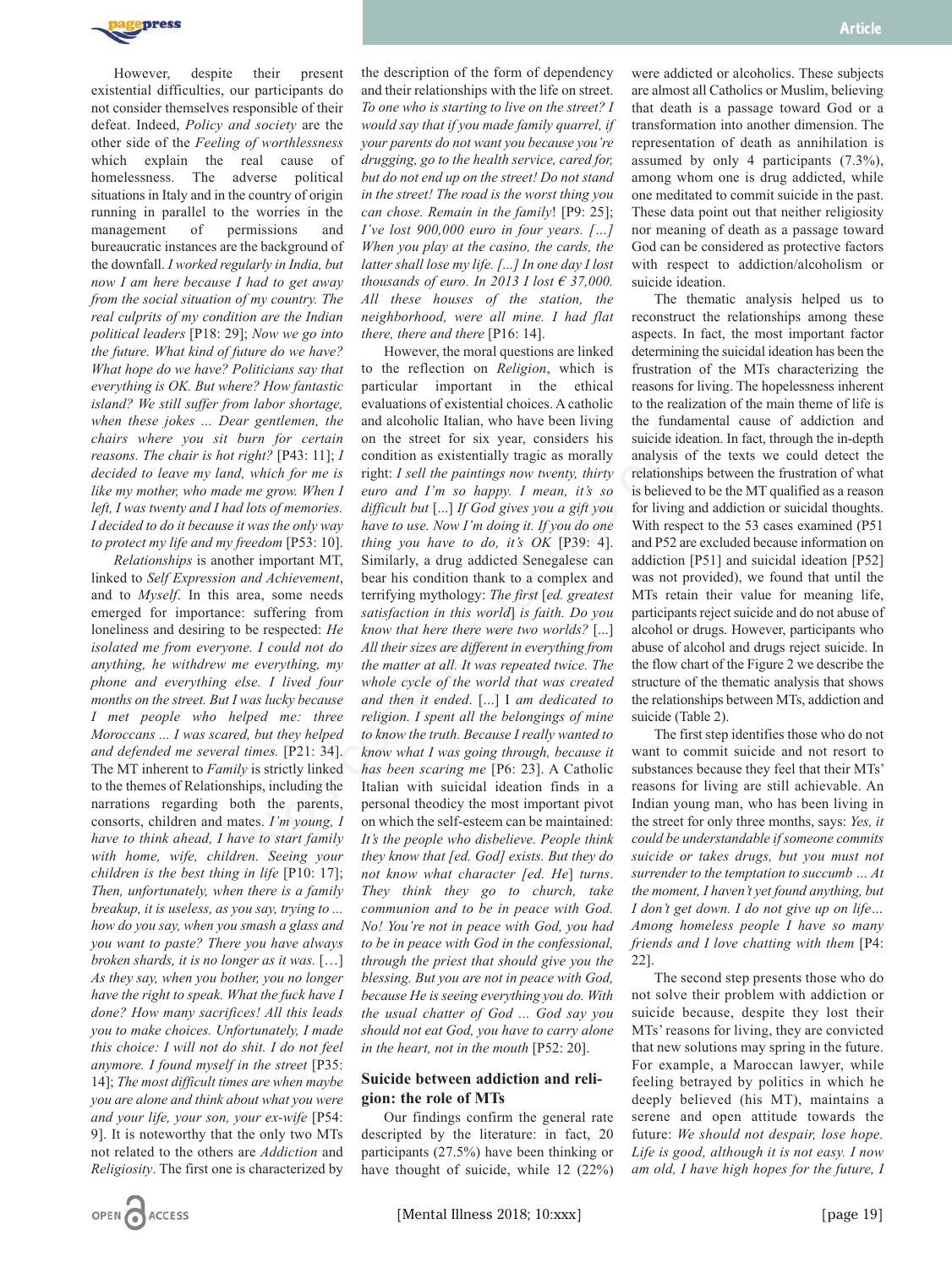However, despite their present existential difficulties, our participants do not consider themselves responsible of their defeat. Indeed, *Policy and society* are the other side of the *Feeling of worthlessness* which explain the real cause of homelessness. The adverse political situations in Italy and in the country of origin running in parallel to the worries in the management of permissions and bureaucratic instances are the background of the downfall. *I worked regularly in India, but now I am here because I had to get away from the social situation of my country. The real culprits of my condition are the Indian political leaders* [P18: 29]; *Now we go into the future. What kind of future do we have? What hope do we have? Politicians say that everything is OK. But where? How fantastic island? We still suffer from labor shortage, when these jokes ... Dear gentlemen, the chairs where you sit burn for certain reasons. The chair is hot right?* [P43: 11]; *I decided to leave my land, which for me is like my mother, who made me grow. When I left, I was twenty and I had lots of memories. I decided to do it because it was the only way to protect my life and my freedom* [P53: 10].

*Relationships* is another important MT, linked to *Self Expression and Achievement*, and to *Myself*. In this area, some needs emerged for importance: suffering from loneliness and desiring to be respected: *He isolated me from everyone. I could not do anything, he withdrew me everything, my phone and everything else. I lived four months on the street. But I was lucky because I met people who helped me: three Moroccans ... I was scared, but they helped and defended me several times.* [P21: 34]. The MT inherent to *Family* is strictly linked to the themes of Relationships, including the narrations regarding both the parents, consorts, children and mates. *I'm young, I have to think ahead, I have to start family with home, wife, children. Seeing your children is the best thing in life* [P10: 17]; *Then, unfortunately, when there is a family breakup, it is useless, as you say, trying to ... how do you say, when you smash a glass and you want to paste? There you have always broken shards, it is no longer as it was.* […] *As they say, when you bother, you no longer have the right to speak. What the fuck have I done? How many sacrifices! All this leads you to make choices. Unfortunately, I made this choice: I will not do shit. I do not feel anymore. I found myself in the street* [P35: 14]; *The most difficult times are when maybe you are alone and think about what you were and your life, your son, your ex-wife* [P54: 9]. It is noteworthy that the only two MTs not related to the others are *Addiction* and *Religiosity*. The first one is characterized by the description of the form of dependency and their relationships with the life on street. *To one who is starting to live on the street? I would say that if you made family quarrel, if your parents do not want you because you're drugging, go to the health service, cared for, but do not end up on the street! Do not stand in the street! The road is the worst thing you can chose. Remain in the family*! [P9: 25]; *I've lost 900,000 euro in four years. […] When you play at the casino, the cards, the latter shall lose my life. [...] In one day I lost thousands of euro. In 2013 I lost € 37,000. All these houses of the station, the neighborhood, were all mine. I had flat there, there and there* [P16: 14].

However, the moral questions are linked to the reflection on *Religion*, which is particular important in the ethical evaluations of existential choices. A catholic and alcoholic Italian, who have been living on the street for six year, considers his condition as existentially tragic as morally right: *I sell the paintings now twenty, thirty euro and I'm so happy. I mean, it's so difficult but* [...] *If God gives you a gift you have to use. Now I'm doing it. If you do one thing you have to do, it's OK* [P39: 4]. Similarly, a drug addicted Senegalese can bear his condition thank to a complex and terrifying mythology: *The first* [*ed. greatest satisfaction in this world*] *is faith. Do you know that here there were two worlds?* [...] *All their sizes are different in everything from the matter at all. It was repeated twice. The whole cycle of the world that was created and then it ended*. [...] *I am dedicated to religion. I spent all the belongings of mine to know the truth. Because I really wanted to know what I was going through, because it has been scaring me* [P6: 23]. A Catholic Italian with suicidal ideation finds in a personal theodicy the most important pivot on which the self-esteem can be maintained: *It's the people who disbelieve. People think they know that* [*ed. God*] *exists. But they do not know what character* [*ed. He*] *turns. They think they go to church, take communion and to be in peace with God. No! You're not in peace with God, you had to be in peace with God in the confessional, through the priest that should give you the blessing. But you are not in peace with God, because He is seeing everything you do. With the usual chatter of God ... God say you should not eat God, you have to carry alone in the heart, not in the mouth* [P52: 20].

## Suicide between addiction and religion: the role of MTs

Our findings confirm the general rate described by the literature: in fact, 20 participants (27.5%) have been thinking or have thought of suicide, while 12 (22%) were addicted or alcoholics. These subjects are almost all Catholics or Muslim, believing that death is a passage toward God or a transformation into another dimension. The representation of death as annihilation is assumed by only 4 participants (7.3%), among whom one is drug addicted, while one meditated to commit suicide in the past. These data point out that neither religiosity nor meaning of death as a passage toward God can be considered as protective factors with respect to addiction/alcoholism or suicide ideation.

The thematic analysis helped us to reconstruct the relationships among these aspects. In fact, the most important factor determining the suicidal ideation has been the frustration of the MTs characterizing the reasons for living. The hopelessness inherent to the realization of the main theme of life is the fundamental cause of addiction and suicide ideation. In fact, through the in-depth analysis of the texts we could detect the relationships between the frustration of what is believed to be the MT qualified as a reason for living and addiction or suicidal thoughts. With respect to the 53 cases examined (P51 and P52 are excluded because information on addiction [P51] and suicidal ideation [P52] was not provided), we found that until the MTs retain their value for meaning life, participants reject suicide and do not abuse of alcohol or drugs. However, participants who abuse of alcohol and drugs reject suicide. In the flow chart of the Figure 2 we describe the structure of the thematic analysis that shows the relationships between MTs, addiction and suicide (Table 2).

The first step identifies those who do not want to commit suicide and not resort to substances because they feel that their MTs' reasons for living are still achievable. An Indian young man, who has been living in the street for only three months, says: *Yes, it could be understandable if someone commits suicide or takes drugs, but you must not surrender to the temptation to succumb ... At the moment, I haven't yet found anything, but I don't get down. I do not give up on life… Among homeless people I have so many friends and I love chatting with them* [P4: 22].

The second step presents those who do not solve their problem with addiction or suicide because, despite they lost their MTs' reasons for living, they are convicted that new solutions may spring in the future. For example, a Maroccan lawyer, while feeling betrayed by politics in which he deeply believed (his MT), maintains a serene and open attitude towards the future: *We should not despair, lose hope. Life is good, although it is not easy. I now am old, I have high hopes for the future, I*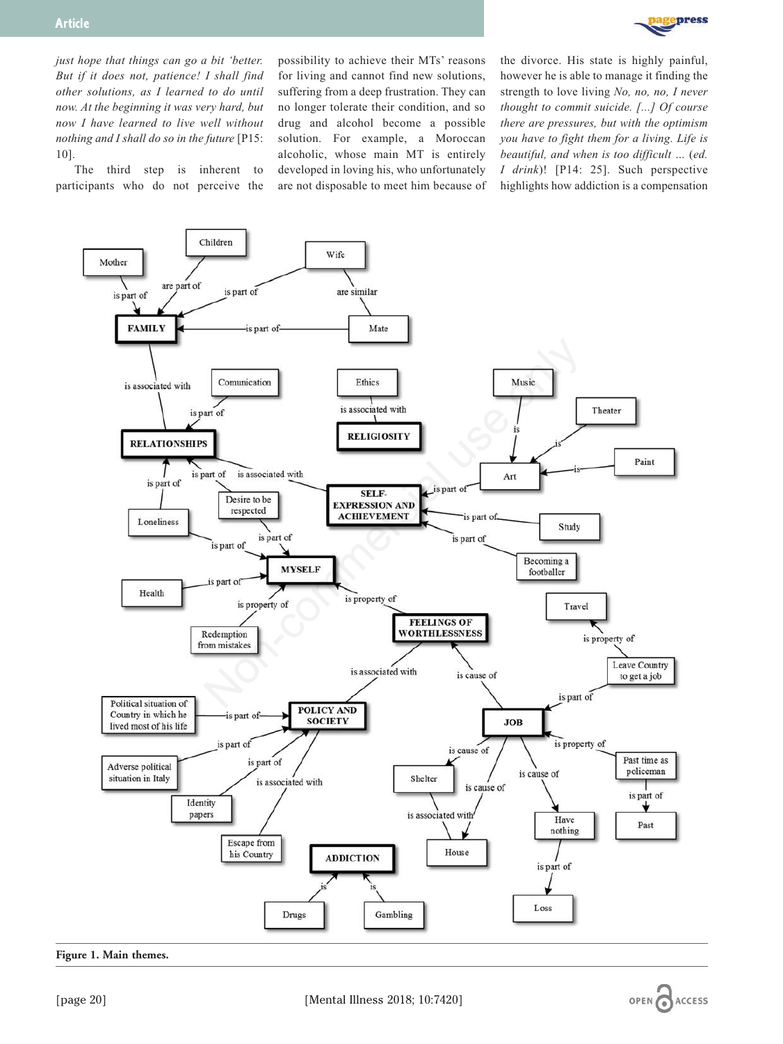*just hope that things can go a bit 'better. But if it does not, patience! I shall find other solutions, as I learned to do until now. At the beginning it was very hard, but now I have learned to live well without nothing and I shall do so in the future* [P15: 10].

The third step is inherent to participants who do not perceive the possibility to achieve their MTs' reasons for living and cannot find new solutions, suffering from a deep frustration. They can no longer tolerate their condition, and so drug and alcohol become a possible solution. For example, a Moroccan alcoholic, whose main MT is entirely developed in loving his, who unfortunately are not disposable to meet him because of the divorce. His state is highly painful, however he is able to manage it finding the strength to love living *No, no, no, I never thought to commit suicide. [...] Of course there are pressures, but with the optimism you have to fight them for a living. Life is beautiful, and when is too difficult ...* (*ed. I drink*)! [P14: 25]. Such perspective highlights how addiction is a compensation

**Figure 1. Main themes.**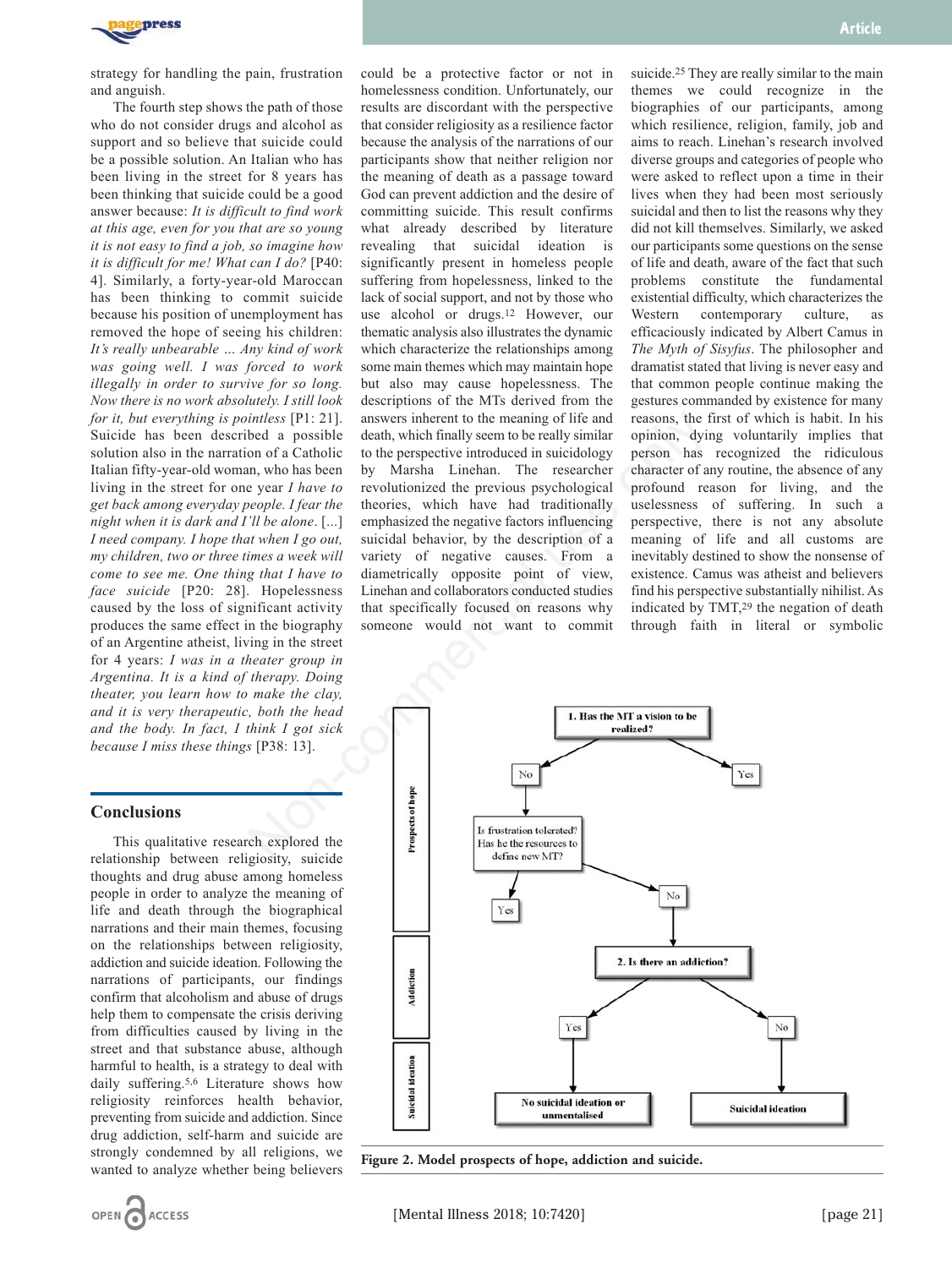strategy for handling the pain, frustration and anguish.

The fourth step shows the path of those who do not consider drugs and alcohol as support and so believe that suicide could be a possible solution. An Italian who has been living in the street for 8 years has been thinking that suicide could be a good answer because: *It is difficult to find work at this age, even for you that are so young it is not easy to find a job, so imagine how it is difficult for me! What can I do?* [P40: 4]. Similarly, a forty-year-old Maroccan has been thinking to commit suicide because his position of unemployment has removed the hope of seeing his children: *It's really unbearable ... Any kind of work was going well. I was forced to work illegally in order to survive for so long. Now there is no work absolutely. I still look for it, but everything is pointless* [P1: 21]. Suicide has been described a possible solution also in the narration of a Catholic Italian fifty-year-old woman, who has been living in the street for one year *I have to get back among everyday people. I fear the night when it is dark and I'll be alone*. [...] *I need company. I hope that when I go out, my children, two or three times a week will come to see me. One thing that I have to face suicide* [P20: 28]. Hopelessness caused by the loss of significant activity produces the same effect in the biography of an Argentine atheist, living in the street for 4 years: *I was in a theater group in Argentina. It is a kind of therapy. Doing theater, you learn how to make the clay, and it is very therapeutic, both the head and the body. In fact, I think I got sick because I miss these things* [P38: 13].

## Conclusions

This qualitative research explored the relationship between religiosity, suicide thoughts and drug abuse among homeless people in order to analyze the meaning of life and death through the biographical narrations and their main themes, focusing on the relationships between religiosity, addiction and suicide ideation. Following the narrations of participants, our findings confirm that alcoholism and abuse of drugs help them to compensate the crisis deriving from difficulties caused by living in the street and that substance abuse, although harmful to health, is a strategy to deal with daily suffering.[5,6] Literature shows how religiosity reinforces health behavior, preventing from suicide and addiction. Since drug addiction, self-harm and suicide are strongly condemned by all religions, we wanted to analyze whether being believers could be a protective factor or not in homelessness condition. Unfortunately, our results are discordant with the perspective that consider religiosity as a resilience factor because the analysis of the narrations of our participants show that neither religion nor the meaning of death as a passage toward God can prevent addiction and the desire of committing suicide. This result confirms what already described by literature revealing that suicidal ideation is significantly present in homeless people suffering from hopelessness, linked to the lack of social support, and not by those who use alcohol or drugs.[12] However, our thematic analysis also illustrates the dynamic which characterize the relationships among some main themes which may maintain hope but also may cause hopelessness. The descriptions of the MTs derived from the answers inherent to the meaning of life and death, which finally seem to be really similar to the perspective introduced in suicidology by Marsha Linehan. The researcher revolutionized the previous psychological theories, which have had traditionally emphasized the negative factors influencing suicidal behavior, by the description of a variety of negative causes. From a diametrically opposite point of view, Linehan and collaborators conducted studies that specifically focused on reasons why someone would not want to commit suicide.[25] They are really similar to the main themes we could recognize in the biographies of our participants, among which resilience, religion, family, job and aims to reach. Linehan's research involved diverse groups and categories of people who were asked to reflect upon a time in their lives when they had been most seriously suicidal and then to list the reasons why they did not kill themselves. Similarly, we asked our participants some questions on the sense of life and death, aware of the fact that such problems constitute the fundamental existential difficulty, which characterizes the Western contemporary culture, as efficaciously indicated by Albert Camus in *The Myth of Sisyfus*. The philosopher and dramatist stated that living is never easy and that common people continue making the gestures commanded by existence for many reasons, the first of which is habit. In his opinion, dying voluntarily implies that person has recognized the ridiculous character of any routine, the absence of any profound reason for living, and the uselessness of suffering. In such a perspective, there is not any absolute meaning of life and all customs are inevitably destined to show the nonsense of existence. Camus was atheist and believers find his perspective substantially nihilist. As indicated by TMT,[29] the negation of death through faith in literal or symbolic

Figure 2. Model prospects of hope, addiction and suicide.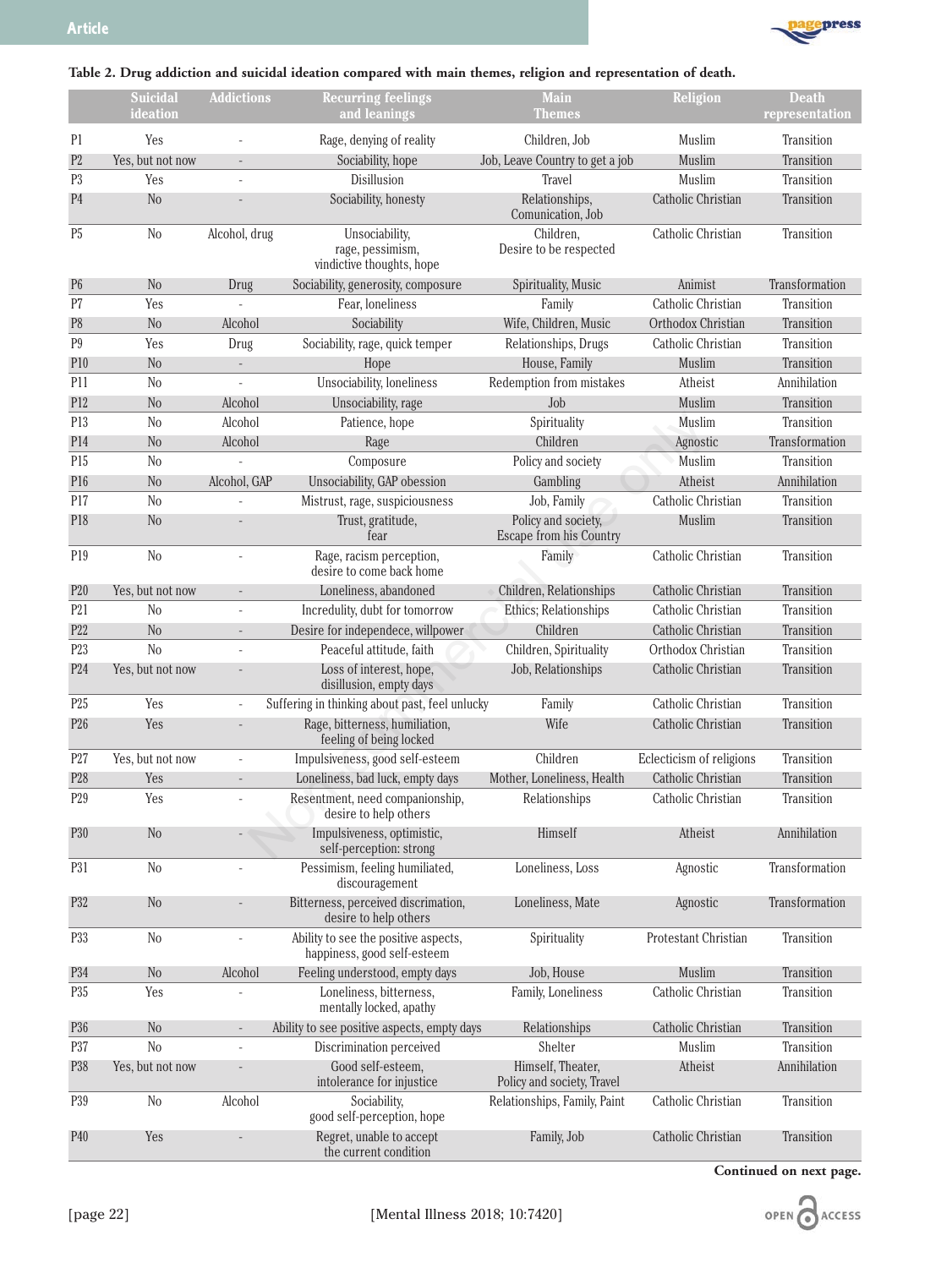**Table 2. Drug addiction and suicidal ideation compared with main themes, religion and representation of death.**

| | Suicidal ideation | Addictions | Recurring feelings and leanings | Main Themes | Religion | Death representation |
|---|---|---|---|---|---|---|
| P1 | Yes | - | Rage, denying of reality | Children, Job | Muslim | Transition |
| P2 | Yes, but not now | - | Sociability, hope | Job, Leave Country to get a job | Muslim | Transition |
| P3 | Yes | - | Disillusion | Travel | Muslim | Transition |
| P4 | No | - | Sociability, honesty | Relationships, Comunication, Job | Catholic Christian | Transition |
| P5 | No | Alcohol, drug | Unsociability, rage, pessimism, vindictive thoughts, hope | Children, Desire to be respected | Catholic Christian | Transition |
| P6 | No | Drug | Sociability, generosity, composure | Spirituality, Music | Animist | Transformation |
| P7 | Yes | - | Fear, loneliness | Family | Catholic Christian | Transition |
| P8 | No | Alcohol | Sociability | Wife, Children, Music | Orthodox Christian | Transition |
| P9 | Yes | Drug | Sociability, rage, quick temper | Relationships, Drugs | Catholic Christian | Transition |
| P10 | No | - | Hope | House, Family | Muslim | Transition |
| P11 | No | - | Unsociability, loneliness | Redemption from mistakes | Atheist | Annihilation |
| P12 | No | Alcohol | Unsociability, rage | Job | Muslim | Transition |
| P13 | No | Alcohol | Patience, hope | Spirituality | Muslim | Transition |
| P14 | No | Alcohol | Rage | Children | Agnostic | Transformation |
| P15 | No | - | Composure | Policy and society | Muslim | Transition |
| P16 | No | Alcohol, GAP | Unsociability, GAP obession | Gambling | Atheist | Annihilation |
| P17 | No | - | Mistrust, rage, suspiciousness | Job, Family | Catholic Christian | Transition |
| P18 | No | - | Trust, gratitude, fear | Policy and society, Escape from his Country | Muslim | Transition |
| P19 | No | - | Rage, racism perception, desire to come back home | Family | Catholic Christian | Transition |
| P20 | Yes, but not now | - | Loneliness, abandoned | Children, Relationships | Catholic Christian | Transition |
| P21 | No | - | Incredulity, dubt for tomorrow | Ethics; Relationships | Catholic Christian | Transition |
| P22 | No | - | Desire for independece, willpower | Children | Catholic Christian | Transition |
| P23 | No | - | Peaceful attitude, faith | Children, Spirituality | Orthodox Christian | Transition |
| P24 | Yes, but not now | - | Loss of interest, hope, disillusion, empty days | Job, Relationships | Catholic Christian | Transition |
| P25 | Yes | - | Suffering in thinking about past, feel unlucky | Family | Catholic Christian | Transition |
| P26 | Yes | - | Rage, bitterness, humiliation, feeling of being locked | Wife | Catholic Christian | Transition |
| P27 | Yes, but not now | - | Impulsiveness, good self-esteem | Children | Eclecticism of religions | Transition |
| P28 | Yes | - | Loneliness, bad luck, empty days | Mother, Loneliness, Health | Catholic Christian | Transition |
| P29 | Yes | - | Resentment, need companionship, desire to help others | Relationships | Catholic Christian | Transition |
| P30 | No | - | Impulsiveness, optimistic, self-perception: strong | Himself | Atheist | Annihilation |
| P31 | No | - | Pessimism, feeling humiliated, discouragement | Loneliness, Loss | Agnostic | Transformation |
| P32 | No | - | Bitterness, perceived discrimation, desire to help others | Loneliness, Mate | Agnostic | Transformation |
| P33 | No | - | Ability to see the positive aspects, happiness, good self-esteem | Spirituality | Protestant Christian | Transition |
| P34 | No | Alcohol | Feeling understood, empty days | Job, House | Muslim | Transition |
| P35 | Yes | - | Loneliness, bitterness, mentally locked, apathy | Family, Loneliness | Catholic Christian | Transition |
| P36 | No | - | Ability to see positive aspects, empty days | Relationships | Catholic Christian | Transition |
| P37 | No | - | Discrimination perceived | Shelter | Muslim | Transition |
| P38 | Yes, but not now | - | Good self-esteem, intolerance for injustice | Himself, Theater, Policy and society, Travel | Atheist | Annihilation |
| P39 | No | Alcohol | Sociability, good self-perception, hope | Relationships, Family, Paint | Catholic Christian | Transition |
| P40 | Yes | - | Regret, unable to accept the current condition | Family, Job | Catholic Christian | Transition |

**Continued on next page.**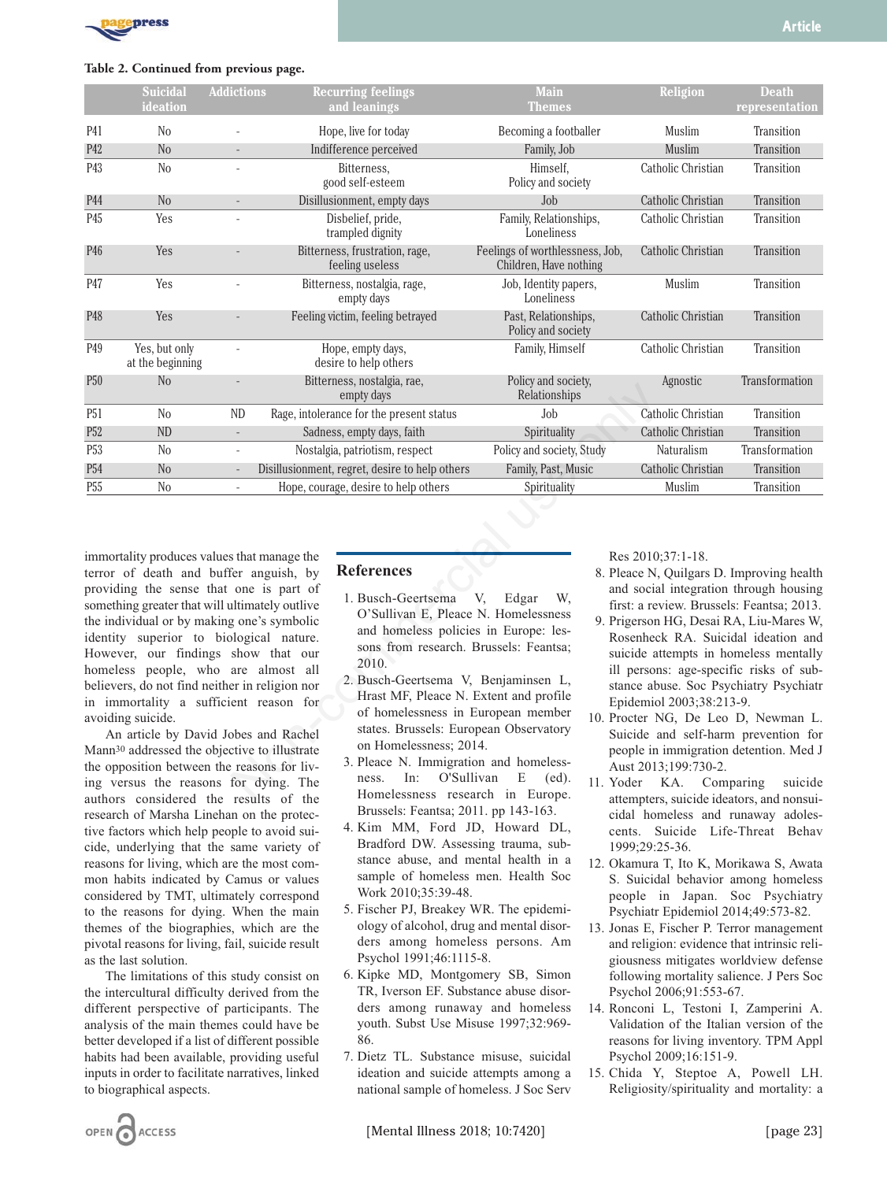**Table 2. Continued from previous page.**

| | Suicidal ideation | Addictions | Recurring feelings and leanings | Main Themes | Religion | Death representation |
|---|---|---|---|---|---|---|
| P41 | No | - | Hope, live for today | Becoming a footballer | Muslim | Transition |
| P42 | No | - | Indifference perceived | Family, Job | Muslim | Transition |
| P43 | No | - | Bitterness, good self-esteem | Himself, Policy and society | Catholic Christian | Transition |
| P44 | No | - | Disillusionment, empty days | Job | Catholic Christian | Transition |
| P45 | Yes | - | Disbelief, pride, trampled dignity | Family, Relationships, Loneliness | Catholic Christian | Transition |
| P46 | Yes | - | Bitterness, frustration, rage, feeling useless | Feelings of worthlessness, Job, Children, Have nothing | Catholic Christian | Transition |
| P47 | Yes | - | Bitterness, nostalgia, rage, empty days | Job, Identity papers, Loneliness | Muslim | Transition |
| P48 | Yes | - | Feeling victim, feeling betrayed | Past, Relationships, Policy and society | Catholic Christian | Transition |
| P49 | Yes, but only at the beginning | - | Hope, empty days, desire to help others | Family, Himself | Catholic Christian | Transition |
| P50 | No | - | Bitterness, nostalgia, rae, empty days | Policy and society, Relationships | Agnostic | Transformation |
| P51 | No | ND | Rage, intolerance for the present status | Job | Catholic Christian | Transition |
| P52 | ND | - | Sadness, empty days, faith | Spirituality | Catholic Christian | Transition |
| P53 | No | - | Nostalgia, patriotism, respect | Policy and society, Study | Naturalism | Transformation |
| P54 | No | - | Disillusionment, regret, desire to help others | Family, Past, Music | Catholic Christian | Transition |
| P55 | No | - | Hope, courage, desire to help others | Spirituality | Muslim | Transition |

immortality produces values that manage the terror of death and buffer anguish, by providing the sense that one is part of something greater that will ultimately outlive the individual or by making one's symbolic identity superior to biological nature. However, our findings show that our homeless people, who are almost all believers, do not find neither in religion nor in immortality a sufficient reason for avoiding suicide.

An article by David Jobes and Rachel Mann[30] addressed the objective to illustrate the opposition between the reasons for living versus the reasons for dying. The authors considered the research of Marsha Linehan on the protective factors which help people to avoid suicide, underlying that the same variety of reasons for living, which are the most common habits indicated by Camus or values considered by TMT, ultimately correspond to the reasons for dying. When the main themes of the biographies, which are the pivotal reasons for living, fail, suicide result as the last solution.

The limitations of this study consist on the intercultural difficulty derived from the different perspective of participants. The analysis of the main themes could have be better developed if a list of different possible habits had been available, providing useful inputs in order to facilitate narratives, linked to biographical aspects.

## References

1. Busch-Geertsema V, Edgar W, O'Sullivan E, Pleace N. Homelessness and homeless policies in Europe: lessons from research. Brussels: Feantsa; 2010.
2. Busch-Geertsema V, Benjaminsen L, Hrast MF, Pleace N. Extent and profile of homelessness in European member states. Brussels: European Observatory on Homelessness; 2014.
3. Pleace N. Immigration and homelessness. In: O'Sullivan E (ed). Homelessness research in Europe. Brussels: Feantsa; 2011. pp 143-163.
4. Kim MM, Ford JD, Howard DL, Bradford DW. Assessing trauma, substance abuse, and mental health in a sample of homeless men. Health Soc Work 2010;35:39-48.
5. Fischer PJ, Breakey WR. The epidemiology of alcohol, drug and mental disorders among homeless persons. Am Psychol 1991;46:1115-8.
6. Kipke MD, Montgomery SB, Simon TR, Iverson EF. Substance abuse disorders among runaway and homeless youth. Subst Use Misuse 1997;32:969-86.
7. Dietz TL. Substance misuse, suicidal ideation and suicide attempts among a national sample of homeless. J Soc Serv Res 2010;37:1-18.
8. Pleace N, Quilgars D. Improving health and social integration through housing first: a review. Brussels: Feantsa; 2013.
9. Prigerson HG, Desai RA, Liu-Mares W, Rosenheck RA. Suicidal ideation and suicide attempts in homeless mentally ill persons: age-specific risks of substance abuse. Soc Psychiatry Psychiatr Epidemiol 2003;38:213-9.
10. Procter NG, De Leo D, Newman L. Suicide and self-harm prevention for people in immigration detention. Med J Aust 2013;199:730-2.
11. Yoder KA. Comparing suicide attempters, suicide ideators, and nonsuicidal homeless and runaway adolescents. Suicide Life-Threat Behav 1999;29:25-36.
12. Okamura T, Ito K, Morikawa S, Awata S. Suicidal behavior among homeless people in Japan. Soc Psychiatry Psychiatr Epidemiol 2014;49:573-82.
13. Jonas E, Fischer P. Terror management and religion: evidence that intrinsic religiousness mitigates worldview defense following mortality salience. J Pers Soc Psychol 2006;91:553-67.
14. Ronconi L, Testoni I, Zamperini A. Validation of the Italian version of the reasons for living inventory. TPM Appl Psychol 2009;16:151-9.
15. Chida Y, Steptoe A, Powell LH. Religiosity/spirituality and mortality: a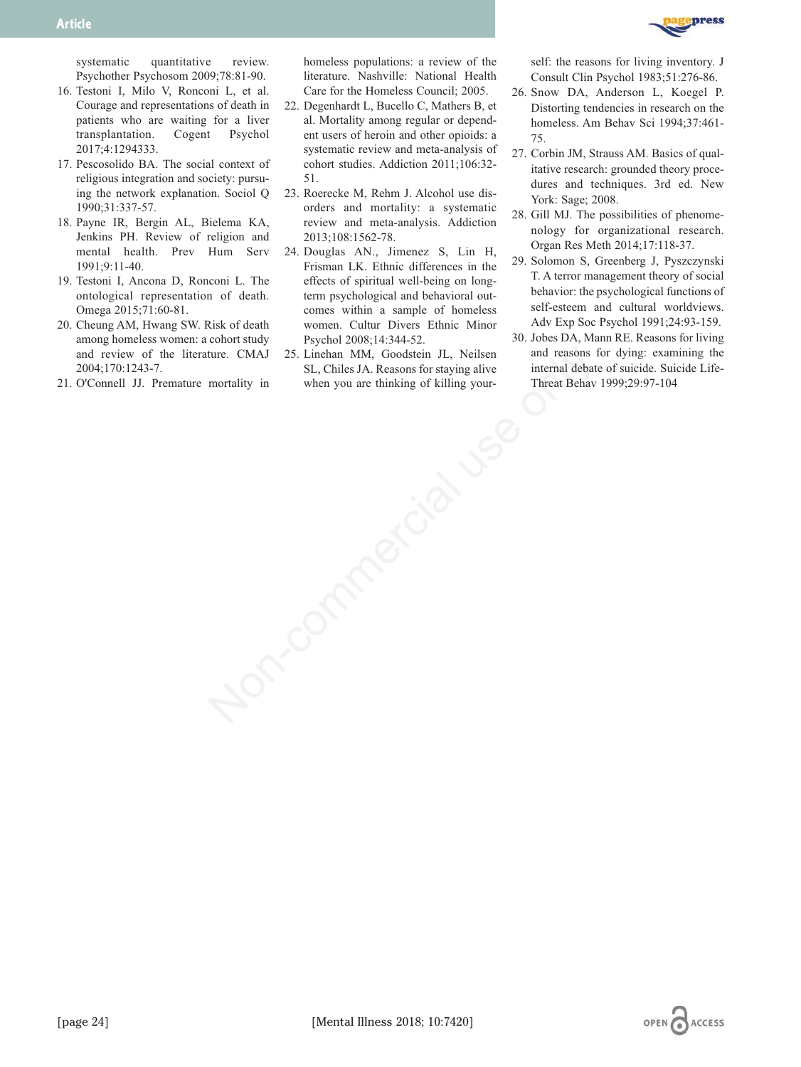systematic quantitative review. Psychother Psychosom 2009;78:81-90.

16. Testoni I, Milo V, Ronconi L, et al. Courage and representations of death in patients who are waiting for a liver transplantation. Cogent Psychol 2017;4:1294333.
17. Pescosolido BA. The social context of religious integration and society: pursuing the network explanation. Sociol Q 1990;31:337-57.
18. Payne IR, Bergin AL, Bielema KA, Jenkins PH. Review of religion and mental health. Prev Hum Serv 1991;9:11-40.
19. Testoni I, Ancona D, Ronconi L. The ontological representation of death. Omega 2015;71:60-81.
20. Cheung AM, Hwang SW. Risk of death among homeless women: a cohort study and review of the literature. CMAJ 2004;170:1243-7.
21. O'Connell JJ. Premature mortality in homeless populations: a review of the literature. Nashville: National Health Care for the Homeless Council; 2005.
22. Degenhardt L, Bucello C, Mathers B, et al. Mortality among regular or dependent users of heroin and other opioids: a systematic review and meta-analysis of cohort studies. Addiction 2011;106:32-51.
23. Roerecke M, Rehm J. Alcohol use disorders and mortality: a systematic review and meta-analysis. Addiction 2013;108:1562-78.
24. Douglas AN., Jimenez S, Lin H, Frisman LK. Ethnic differences in the effects of spiritual well-being on long-term psychological and behavioral outcomes within a sample of homeless women. Cultur Divers Ethnic Minor Psychol 2008;14:344-52.
25. Linehan MM, Goodstein JL, Neilsen SL, Chiles JA. Reasons for staying alive when you are thinking of killing yourself: the reasons for living inventory. J Consult Clin Psychol 1983;51:276-86.
26. Snow DA, Anderson L, Koegel P. Distorting tendencies in research on the homeless. Am Behav Sci 1994;37:461-75.
27. Corbin JM, Strauss AM. Basics of qualitative research: grounded theory procedures and techniques. 3rd ed. New York: Sage; 2008.
28. Gill MJ. The possibilities of phenomenology for organizational research. Organ Res Meth 2014;17:118-37.
29. Solomon S, Greenberg J, Pyszczynski T. A terror management theory of social behavior: the psychological functions of self-esteem and cultural worldviews. Adv Exp Soc Psychol 1991;24:93-159.
30. Jobes DA, Mann RE. Reasons for living and reasons for dying: examining the internal debate of suicide. Suicide Life-Threat Behav 1999;29:97-104